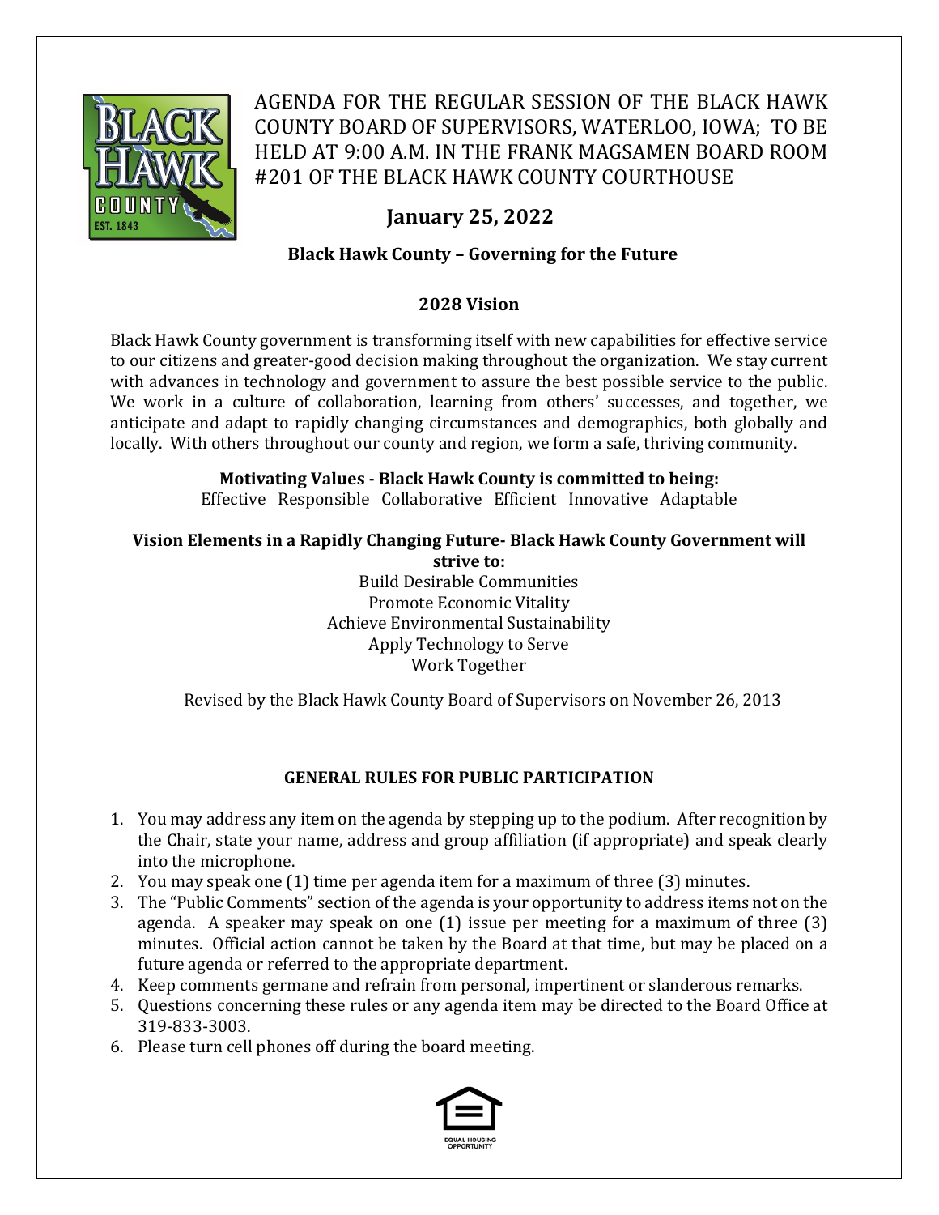AGENDA FOR THE REGULAR SESSION OF THE BLACK HAWK COUNTY BOARD OF SUPERVISORS, WATERLOO, IOWA; TO BE HELD AT 9:00 A.M. IN THE FRANK MAGSAMEN BOARD ROOM #201 OF THE BLACK HAWK COUNTY COURTHOUSE

# January 25, 2022

**Black Hawk County – Governing for the Future**

## 2028 Vision

Black Hawk County government is transforming itself with new capabilities for effective service to our citizens and greater-good decision making throughout the organization. We stay current with advances in technology and government to assure the best possible service to the public. We work in a culture of collaboration, learning from others' successes, and together, we anticipate and adapt to rapidly changing circumstances and demographics, both globally and locally. With others throughout our county and region, we form a safe, thriving community.

**Motivating Values - Black Hawk County is committed to being:**
Effective Responsible Collaborative Efficient Innovative Adaptable

**Vision Elements in a Rapidly Changing Future- Black Hawk County Government will strive to:**

Build Desirable Communities
Promote Economic Vitality
Achieve Environmental Sustainability
Apply Technology to Serve
Work Together

Revised by the Black Hawk County Board of Supervisors on November 26, 2013

## GENERAL RULES FOR PUBLIC PARTICIPATION

1. You may address any item on the agenda by stepping up to the podium. After recognition by the Chair, state your name, address and group affiliation (if appropriate) and speak clearly into the microphone.
2. You may speak one (1) time per agenda item for a maximum of three (3) minutes.
3. The "Public Comments" section of the agenda is your opportunity to address items not on the agenda. A speaker may speak on one (1) issue per meeting for a maximum of three (3) minutes. Official action cannot be taken by the Board at that time, but may be placed on a future agenda or referred to the appropriate department.
4. Keep comments germane and refrain from personal, impertinent or slanderous remarks.
5. Questions concerning these rules or any agenda item may be directed to the Board Office at 319-833-3003.
6. Please turn cell phones off during the board meeting.

EQUAL HOUSING OPPORTUNITY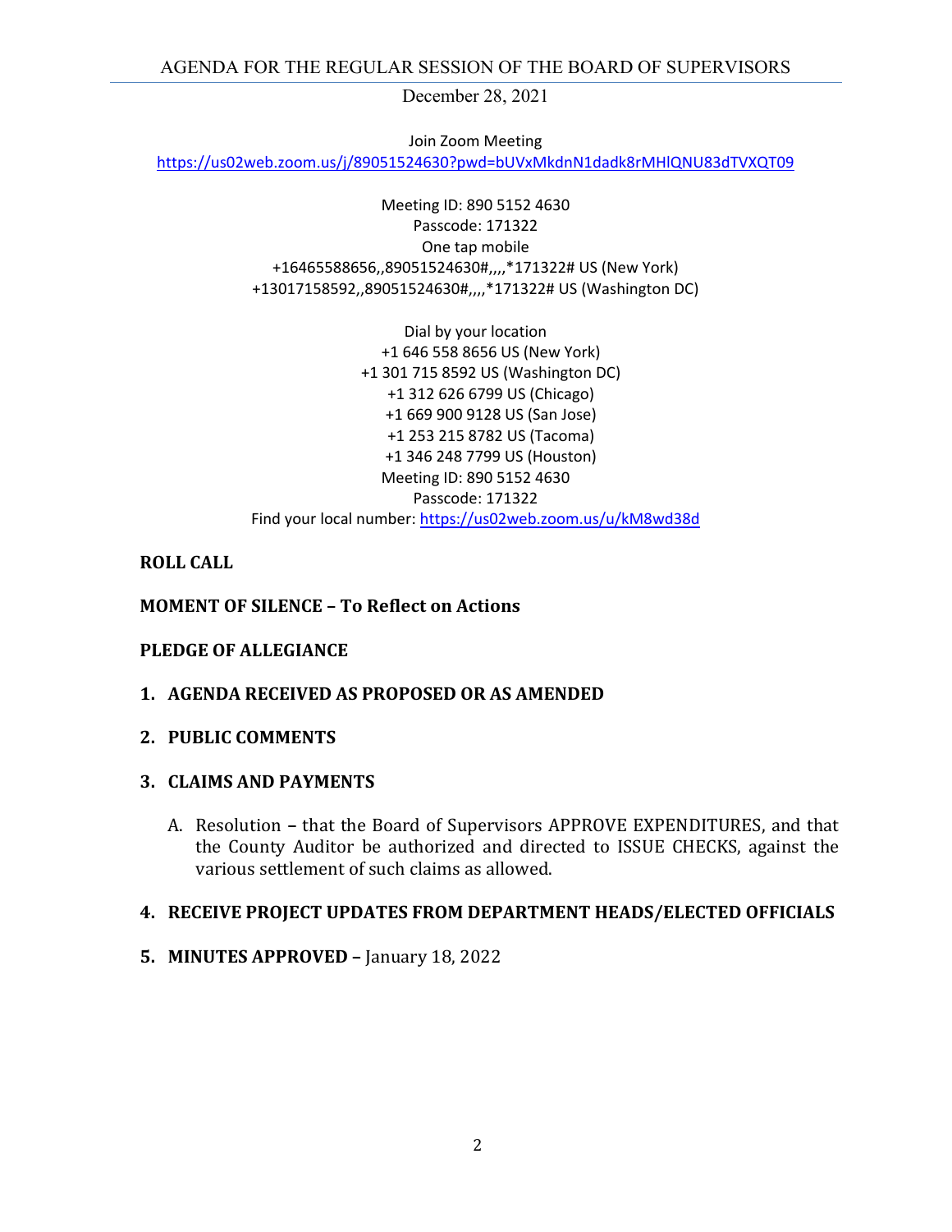# AGENDA FOR THE REGULAR SESSION OF THE BOARD OF SUPERVISORS

December 28, 2021

Join Zoom Meeting
https://us02web.zoom.us/j/89051524630?pwd=bUVxMkdnN1dadk8rMHlQNU83dTVXQT09

Meeting ID: 890 5152 4630
Passcode: 171322
One tap mobile
+16465588656,,89051524630#,,,,*171322# US (New York)
+13017158592,,89051524630#,,,,*171322# US (Washington DC)

Dial by your location
+1 646 558 8656 US (New York)
+1 301 715 8592 US (Washington DC)
+1 312 626 6799 US (Chicago)
+1 669 900 9128 US (San Jose)
+1 253 215 8782 US (Tacoma)
+1 346 248 7799 US (Houston)
Meeting ID: 890 5152 4630
Passcode: 171322
Find your local number: https://us02web.zoom.us/u/kM8wd38d

**ROLL CALL**

**MOMENT OF SILENCE – To Reflect on Actions**

**PLEDGE OF ALLEGIANCE**

1. **AGENDA RECEIVED AS PROPOSED OR AS AMENDED**

2. **PUBLIC COMMENTS**

3. **CLAIMS AND PAYMENTS**

   A. Resolution **–** that the Board of Supervisors APPROVE EXPENDITURES, and that the County Auditor be authorized and directed to ISSUE CHECKS, against the various settlement of such claims as allowed.

4. **RECEIVE PROJECT UPDATES FROM DEPARTMENT HEADS/ELECTED OFFICIALS**

5. **MINUTES APPROVED –** January 18, 2022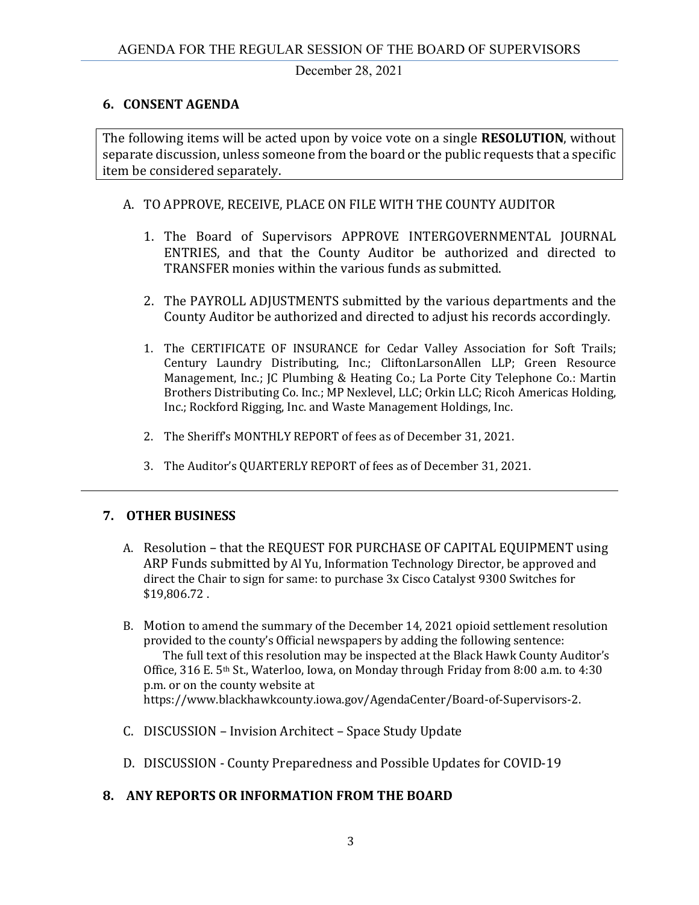## 6. CONSENT AGENDA

The following items will be acted upon by voice vote on a single **RESOLUTION**, without separate discussion, unless someone from the board or the public requests that a specific item be considered separately.

A. TO APPROVE, RECEIVE, PLACE ON FILE WITH THE COUNTY AUDITOR

1. The Board of Supervisors APPROVE INTERGOVERNMENTAL JOURNAL ENTRIES, and that the County Auditor be authorized and directed to TRANSFER monies within the various funds as submitted.

2. The PAYROLL ADJUSTMENTS submitted by the various departments and the County Auditor be authorized and directed to adjust his records accordingly.

1. The CERTIFICATE OF INSURANCE for Cedar Valley Association for Soft Trails; Century Laundry Distributing, Inc.; CliftonLarsonAllen LLP; Green Resource Management, Inc.; JC Plumbing & Heating Co.; La Porte City Telephone Co.: Martin Brothers Distributing Co. Inc.; MP Nexlevel, LLC; Orkin LLC; Ricoh Americas Holding, Inc.; Rockford Rigging, Inc. and Waste Management Holdings, Inc.

2. The Sheriff's MONTHLY REPORT of fees as of December 31, 2021.

3. The Auditor's QUARTERLY REPORT of fees as of December 31, 2021.

---

## 7. OTHER BUSINESS

A. Resolution – that the REQUEST FOR PURCHASE OF CAPITAL EQUIPMENT using ARP Funds submitted by Al Yu, Information Technology Director, be approved and direct the Chair to sign for same: to purchase 3x Cisco Catalyst 9300 Switches for $19,806.72 .

B. Motion to amend the summary of the December 14, 2021 opioid settlement resolution provided to the county's Official newspapers by adding the following sentence:
The full text of this resolution may be inspected at the Black Hawk County Auditor's Office, 316 E. 5th St., Waterloo, Iowa, on Monday through Friday from 8:00 a.m. to 4:30 p.m. or on the county website at https://www.blackhawkcounty.iowa.gov/AgendaCenter/Board-of-Supervisors-2.

C. DISCUSSION – Invision Architect – Space Study Update

D. DISCUSSION - County Preparedness and Possible Updates for COVID-19

## 8. ANY REPORTS OR INFORMATION FROM THE BOARD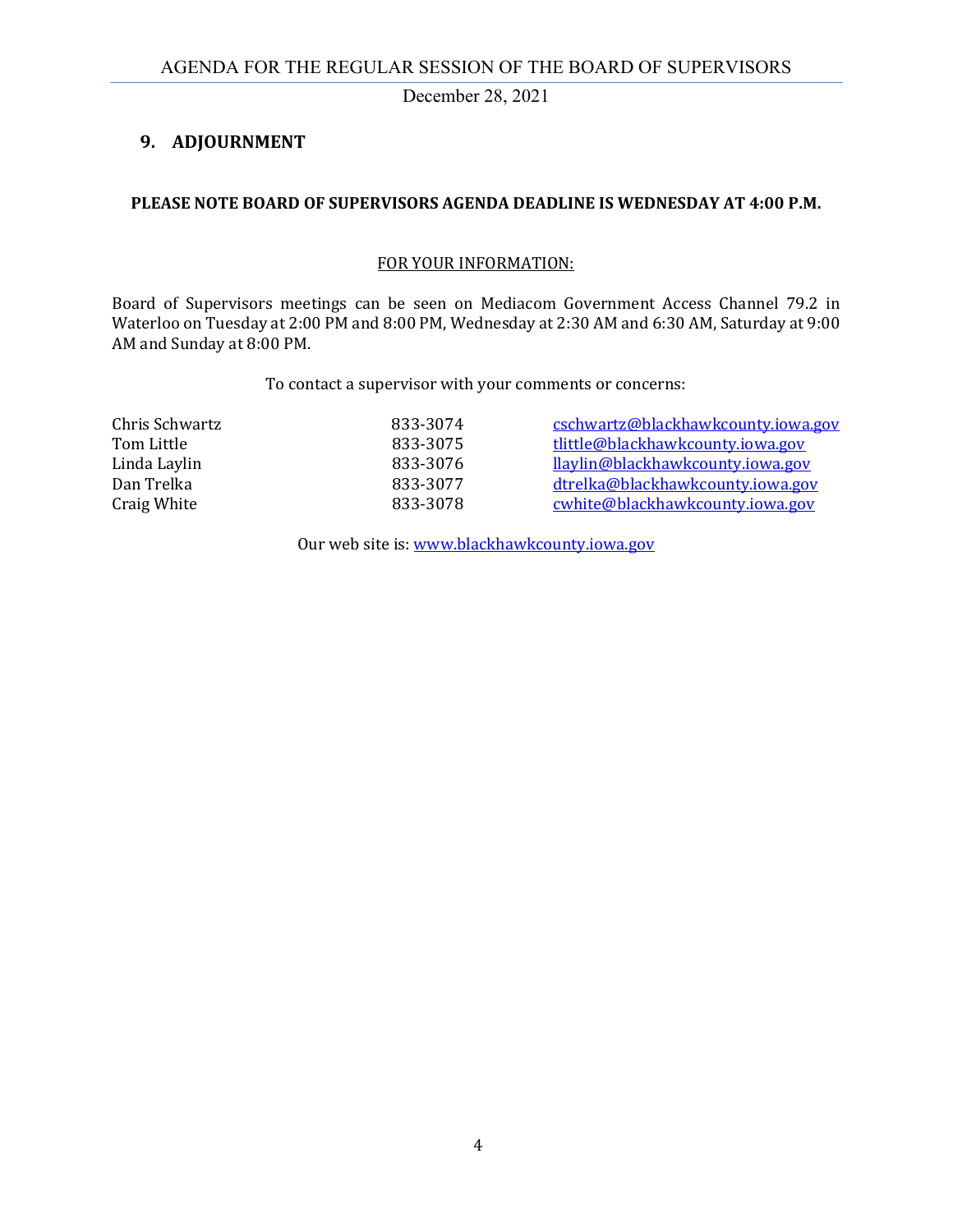## 9. ADJOURNMENT

**PLEASE NOTE BOARD OF SUPERVISORS AGENDA DEADLINE IS WEDNESDAY AT 4:00 P.M.**

FOR YOUR INFORMATION:

Board of Supervisors meetings can be seen on Mediacom Government Access Channel 79.2 in Waterloo on Tuesday at 2:00 PM and 8:00 PM, Wednesday at 2:30 AM and 6:30 AM, Saturday at 9:00 AM and Sunday at 8:00 PM.

To contact a supervisor with your comments or concerns:

| | | |
|---|---|---|
| Chris Schwartz | 833-3074 | cschwartz@blackhawkcounty.iowa.gov |
| Tom Little | 833-3075 | tlittle@blackhawkcounty.iowa.gov |
| Linda Laylin | 833-3076 | llaylin@blackhawkcounty.iowa.gov |
| Dan Trelka | 833-3077 | dtrelka@blackhawkcounty.iowa.gov |
| Craig White | 833-3078 | cwhite@blackhawkcounty.iowa.gov |

Our web site is: www.blackhawkcounty.iowa.gov